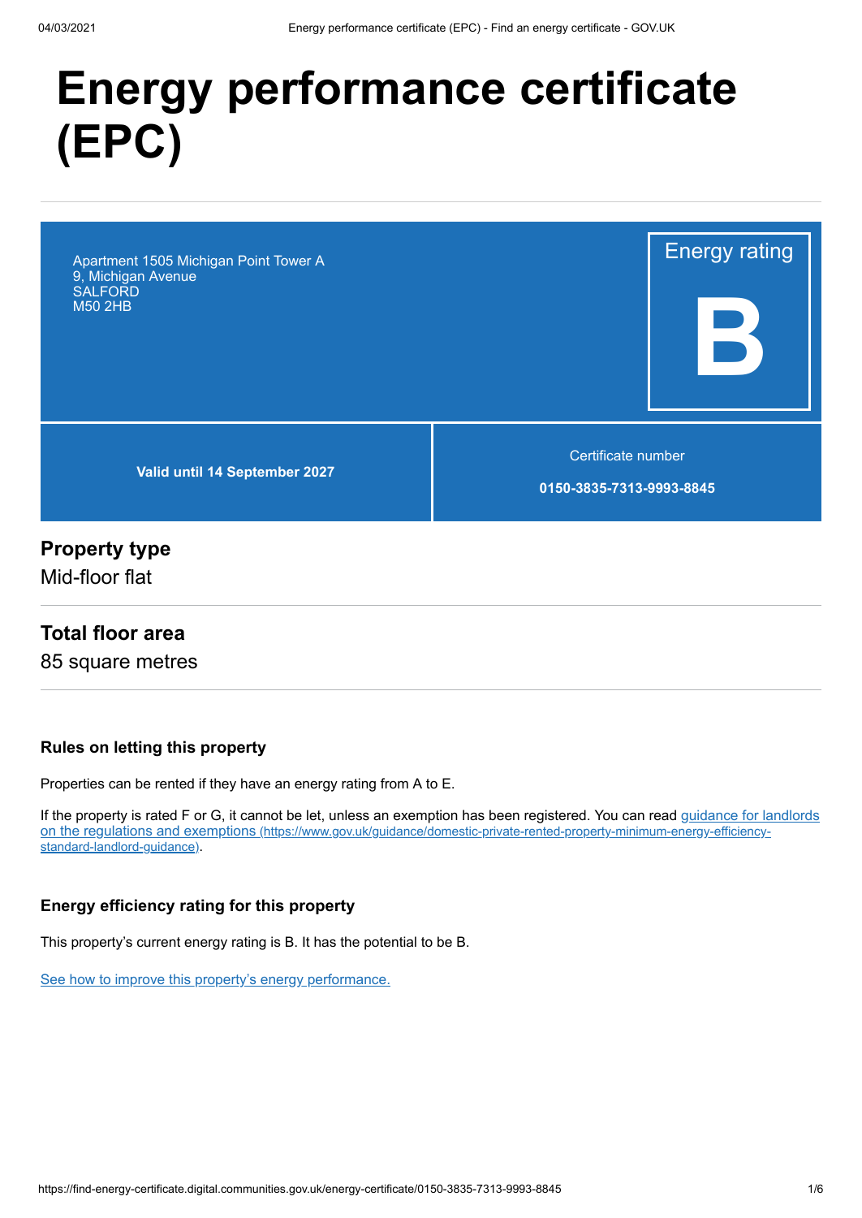# Energy performance certificate (EPC)

Apartment 1505 Michigan Point Tower A
9, Michigan Avenue
SALFORD
M50 2HB

Energy rating

**B**

**Valid until 14 September 2027**

Certificate number

**0150-3835-7313-9993-8845**

## Property type

Mid-floor flat

## Total floor area

85 square metres

### Rules on letting this property

Properties can be rented if they have an energy rating from A to E.

If the property is rated F or G, it cannot be let, unless an exemption has been registered. You can read [guidance for landlords on the regulations and exemptions (https://www.gov.uk/guidance/domestic-private-rented-property-minimum-energy-efficiency-standard-landlord-guidance)](https://www.gov.uk/guidance/domestic-private-rented-property-minimum-energy-efficiency-standard-landlord-guidance).

### Energy efficiency rating for this property

This property's current energy rating is B. It has the potential to be B.

See how to improve this property's energy performance.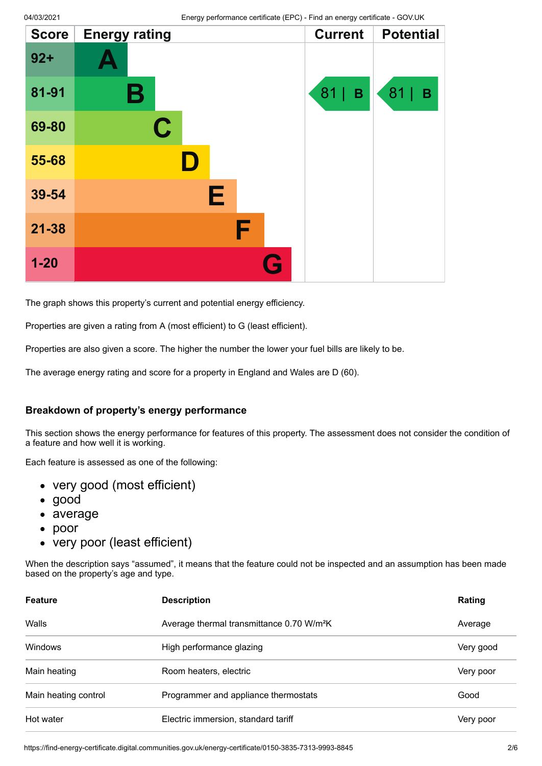| Score | Energy rating | Current | Potential |
|---|---|---|---|
| 92+ | A | | |
| 81-91 | B | 81 \| B | 81 \| B |
| 69-80 | C | | |
| 55-68 | D | | |
| 39-54 | E | | |
| 21-38 | F | | |
| 1-20 | G | | |

The graph shows this property's current and potential energy efficiency.

Properties are given a rating from A (most efficient) to G (least efficient).

Properties are also given a score. The higher the number the lower your fuel bills are likely to be.

The average energy rating and score for a property in England and Wales are D (60).

### Breakdown of property's energy performance

This section shows the energy performance for features of this property. The assessment does not consider the condition of a feature and how well it is working.

Each feature is assessed as one of the following:

- very good (most efficient)
- good
- average
- poor
- very poor (least efficient)

When the description says "assumed", it means that the feature could not be inspected and an assumption has been made based on the property's age and type.

| Feature | Description | Rating |
|---|---|---|
| Walls | Average thermal transmittance 0.70 W/m²K | Average |
| Windows | High performance glazing | Very good |
| Main heating | Room heaters, electric | Very poor |
| Main heating control | Programmer and appliance thermostats | Good |
| Hot water | Electric immersion, standard tariff | Very poor |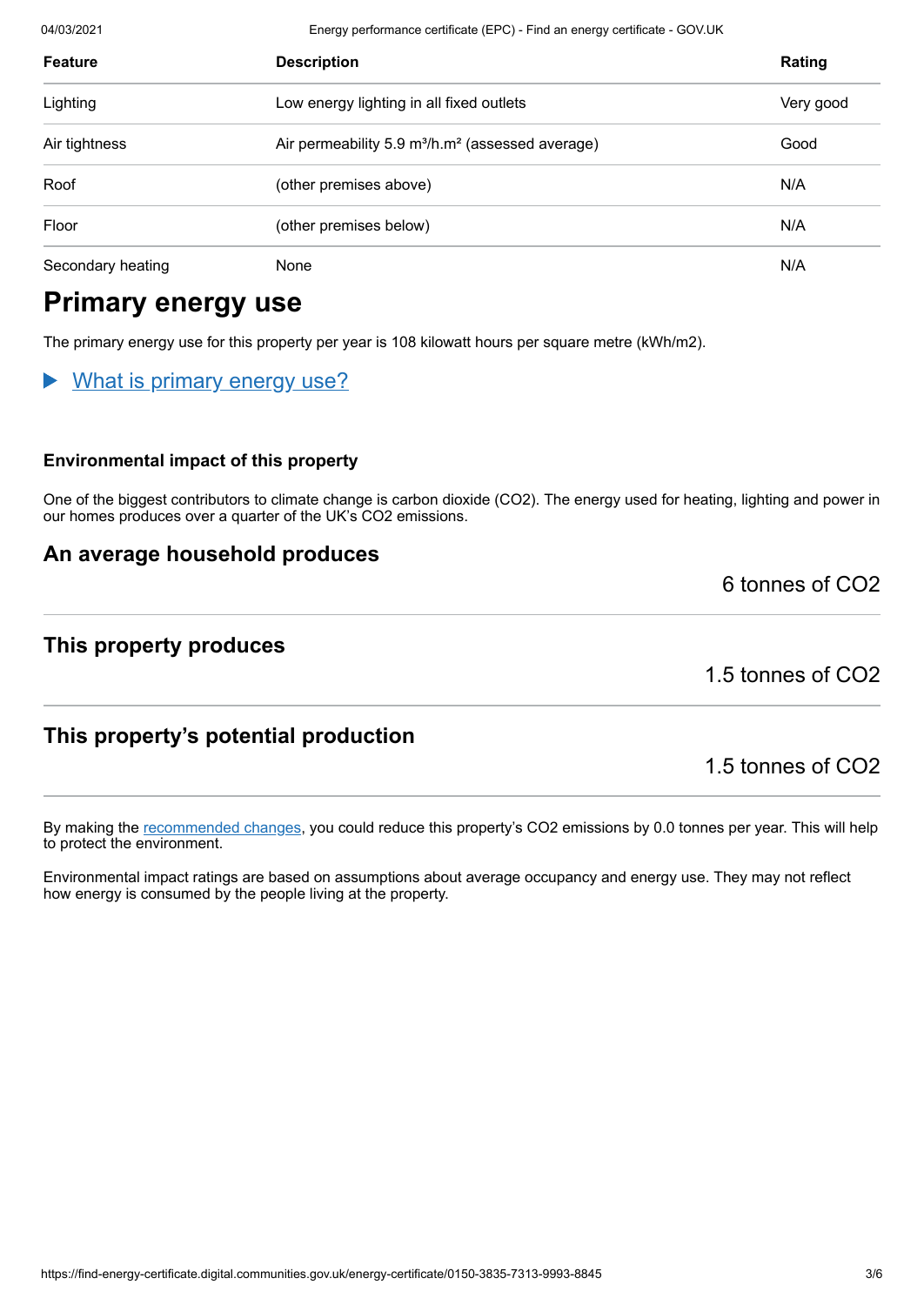| Feature | Description | Rating |
|---|---|---|
| Lighting | Low energy lighting in all fixed outlets | Very good |
| Air tightness | Air permeability 5.9 m³/h.m² (assessed average) | Good |
| Roof | (other premises above) | N/A |
| Floor | (other premises below) | N/A |
| Secondary heating | None | N/A |

## Primary energy use

The primary energy use for this property per year is 108 kilowatt hours per square metre (kWh/m2).

▶ What is primary energy use?

### Environmental impact of this property

One of the biggest contributors to climate change is carbon dioxide ($CO_2$). The energy used for heating, lighting and power in our homes produces over a quarter of the UK's $CO_2$ emissions.

### An average household produces

6 tonnes of $CO_2$

### This property produces

1.5 tonnes of $CO_2$

### This property's potential production

1.5 tonnes of $CO_2$

By making the recommended changes, you could reduce this property's $CO_2$ emissions by 0.0 tonnes per year. This will help to protect the environment.

Environmental impact ratings are based on assumptions about average occupancy and energy use. They may not reflect how energy is consumed by the people living at the property.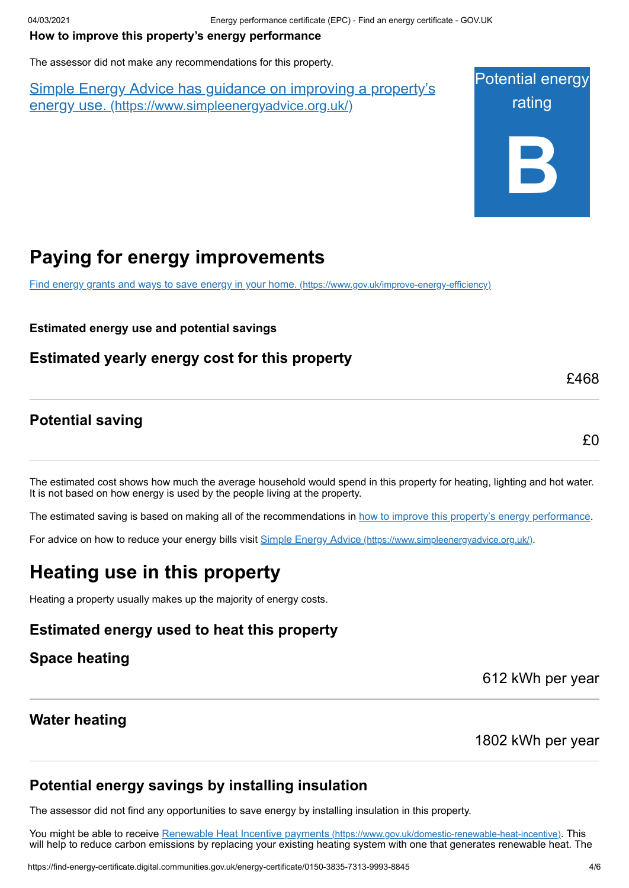**How to improve this property's energy performance**

The assessor did not make any recommendations for this property.

[Simple Energy Advice has guidance on improving a property's energy use. (https://www.simpleenergyadvice.org.uk/)](https://www.simpleenergyadvice.org.uk/)

Potential energy rating

**B**

# Paying for energy improvements

[Find energy grants and ways to save energy in your home. (https://www.gov.uk/improve-energy-efficiency)](https://www.gov.uk/improve-energy-efficiency)

**Estimated energy use and potential savings**

### Estimated yearly energy cost for this property

£468

### Potential saving

£0

The estimated cost shows how much the average household would spend in this property for heating, lighting and hot water. It is not based on how energy is used by the people living at the property.

The estimated saving is based on making all of the recommendations in how to improve this property's energy performance.

For advice on how to reduce your energy bills visit [Simple Energy Advice (https://www.simpleenergyadvice.org.uk/)](https://www.simpleenergyadvice.org.uk/).

# Heating use in this property

Heating a property usually makes up the majority of energy costs.

### Estimated energy used to heat this property

### Space heating

612 kWh per year

### Water heating

1802 kWh per year

### Potential energy savings by installing insulation

The assessor did not find any opportunities to save energy by installing insulation in this property.

You might be able to receive [Renewable Heat Incentive payments (https://www.gov.uk/domestic-renewable-heat-incentive)](https://www.gov.uk/domestic-renewable-heat-incentive). This will help to reduce carbon emissions by replacing your existing heating system with one that generates renewable heat. The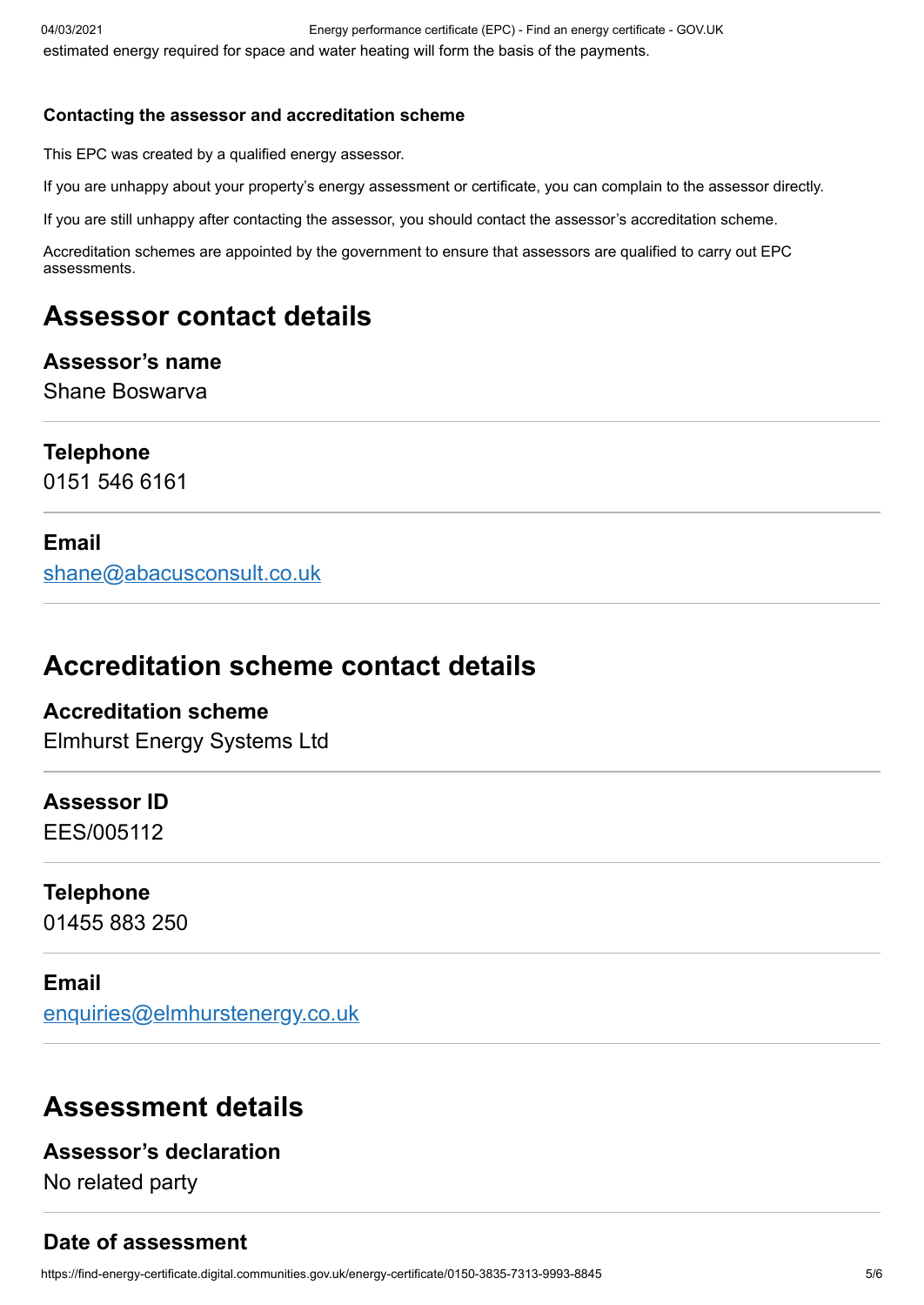estimated energy required for space and water heating will form the basis of the payments.

#### Contacting the assessor and accreditation scheme

This EPC was created by a qualified energy assessor.

If you are unhappy about your property's energy assessment or certificate, you can complain to the assessor directly.

If you are still unhappy after contacting the assessor, you should contact the assessor's accreditation scheme.

Accreditation schemes are appointed by the government to ensure that assessors are qualified to carry out EPC assessments.

## Assessor contact details

### Assessor's name

Shane Boswarva

### Telephone

0151 546 6161

### Email

shane@abacusconsult.co.uk

## Accreditation scheme contact details

### Accreditation scheme

Elmhurst Energy Systems Ltd

### Assessor ID

EES/005112

### Telephone

01455 883 250

### Email

enquiries@elmhurstenergy.co.uk

## Assessment details

### Assessor's declaration

No related party

### Date of assessment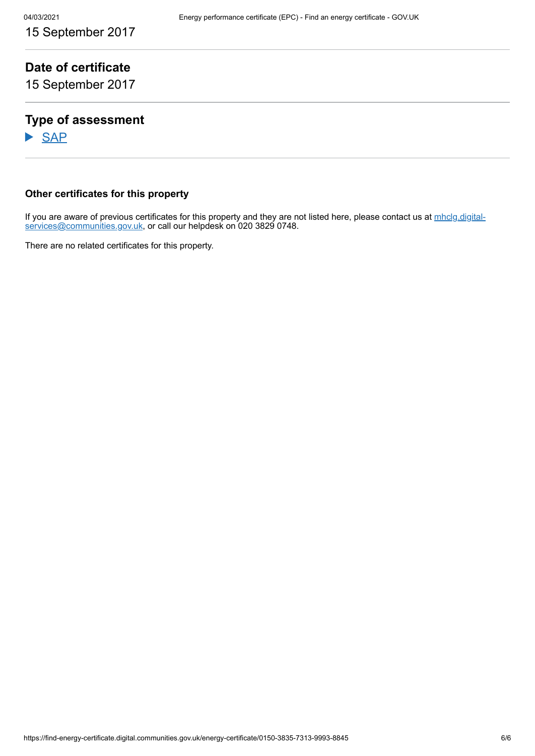15 September 2017

## Date of certificate

15 September 2017

## Type of assessment

▶ SAP

### Other certificates for this property

If you are aware of previous certificates for this property and they are not listed here, please contact us at mhclg.digital-services@communities.gov.uk, or call our helpdesk on 020 3829 0748.

There are no related certificates for this property.